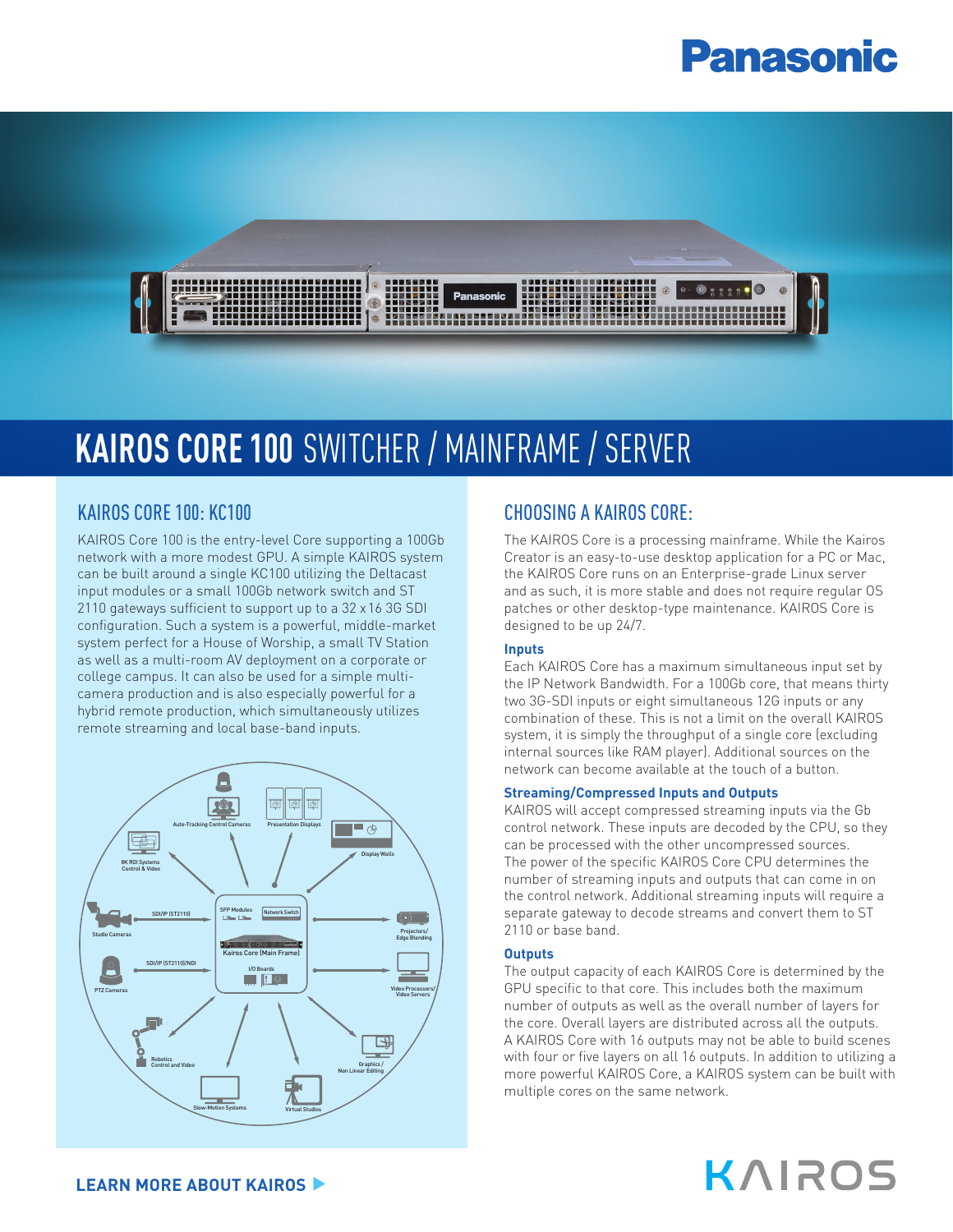Panasonic

# KAIROS CORE 100 SWITCHER / MAINFRAME / SERVER

## KAIROS CORE 100: KC100

KAIROS Core 100 is the entry-level Core supporting a 100Gb network with a more modest GPU. A simple KAIROS system can be built around a single KC100 utilizing the Deltacast input modules or a small 100Gb network switch and ST 2110 gateways sufficient to support up to a 32 x 16 3G SDI configuration. Such a system is a powerful, middle-market system perfect for a House of Worship, a small TV Station as well as a multi-room AV deployment on a corporate or college campus. It can also be used for a simple multi-camera production and is also especially powerful for a hybrid remote production, which simultaneously utilizes remote streaming and local base-band inputs.

Auto-Tracking Control Cameras
Presentation Displays
Display Walls
8K ROI Systems Control & Video
SFP Modules
Network Switch
SDI/IP (ST2110)
Studio Cameras
Projectors/ Edge Blending
Kairos Core (Main Frame)
SDI/IP (ST2110)/NDI
I/O Boards
PTZ Cameras
Video Processors/ Video Servers
Robotics Control and Video
Graphics / Non Linear Editing
Slow-Motion Systems
Virtual Studios

## CHOOSING A KAIROS CORE:

The KAIROS Core is a processing mainframe. While the Kairos Creator is an easy-to-use desktop application for a PC or Mac, the KAIROS Core runs on an Enterprise-grade Linux server and as such, it is more stable and does not require regular OS patches or other desktop-type maintenance. KAIROS Core is designed to be up 24/7.

### Inputs

Each KAIROS Core has a maximum simultaneous input set by the IP Network Bandwidth. For a 100Gb core, that means thirty two 3G-SDI inputs or eight simultaneous 12G inputs or any combination of these. This is not a limit on the overall KAIROS system, it is simply the throughput of a single core (excluding internal sources like RAM player). Additional sources on the network can become available at the touch of a button.

### Streaming/Compressed Inputs and Outputs

KAIROS will accept compressed streaming inputs via the Gb control network. These inputs are decoded by the CPU, so they can be processed with the other uncompressed sources. The power of the specific KAIROS Core CPU determines the number of streaming inputs and outputs that can come in on the control network. Additional streaming inputs will require a separate gateway to decode streams and convert them to ST 2110 or base band.

### Outputs

The output capacity of each KAIROS Core is determined by the GPU specific to that core. This includes both the maximum number of outputs as well as the overall number of layers for the core. Overall layers are distributed across all the outputs. A KAIROS Core with 16 outputs may not be able to build scenes with four or five layers on all 16 outputs. In addition to utilizing a more powerful KAIROS Core, a KAIROS system can be built with multiple cores on the same network.

**LEARN MORE ABOUT KAIROS ▶**

KAIROS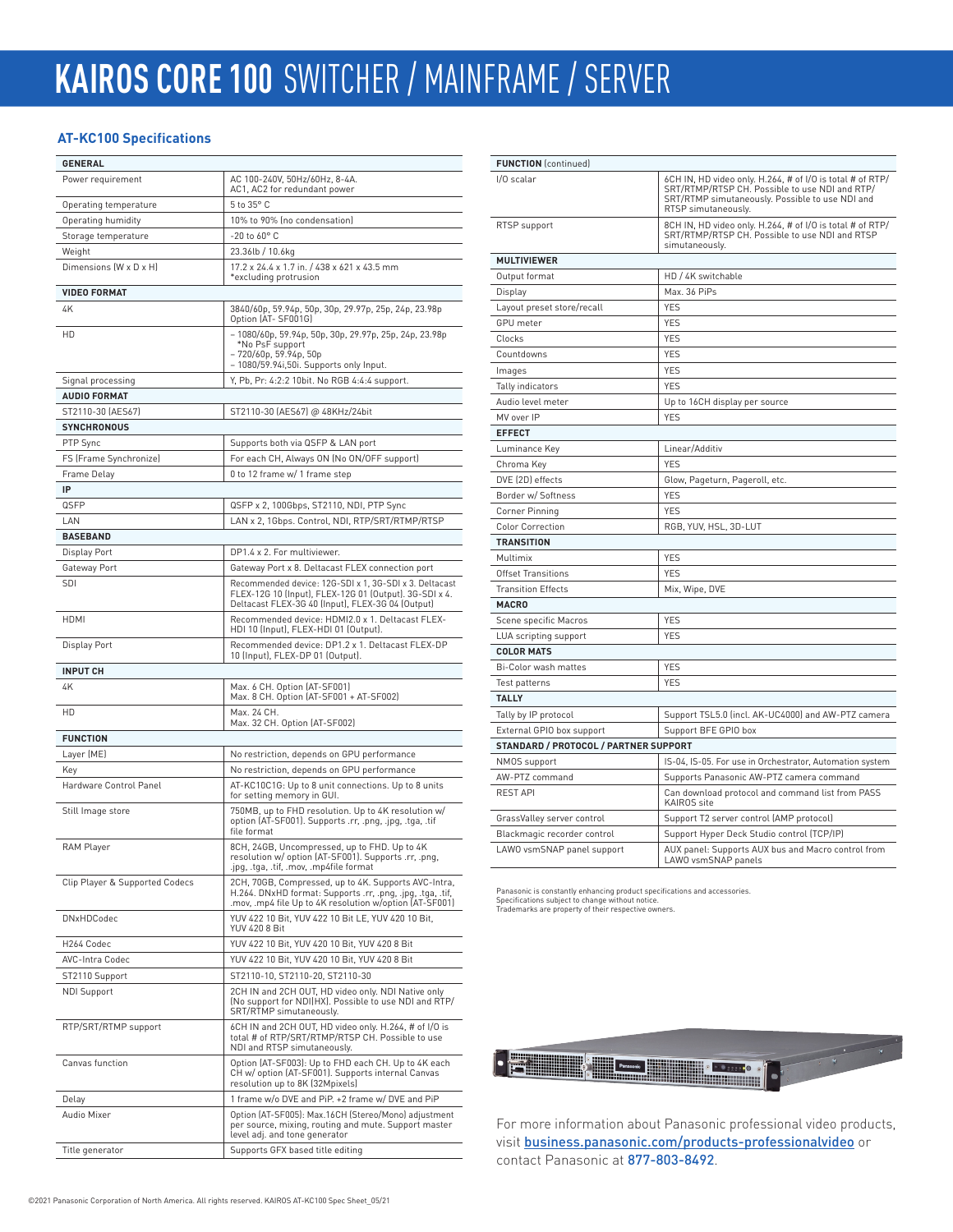# KAIROS CORE 100 SWITCHER / MAINFRAME / SERVER

### AT-KC100 Specifications

| | |
|---|---|
| **GENERAL** | |
| Power requirement | AC 100-240V, 50Hz/60Hz, 8-4A. AC1, AC2 for redundant power |
| Operating temperature | 5 to 35° C |
| Operating humidity | 10% to 90% (no condensation) |
| Storage temperature | -20 to 60° C |
| Weight | 23.36lb / 10.6kg |
| Dimensions (W x D x H) | 17.2 x 24.4 x 1.7 in. / 438 x 621 x 43.5 mm *excluding protrusion |
| **VIDEO FORMAT** | |
| 4K | 3840/60p, 59.94p, 50p, 30p, 29.97p, 25p, 24p, 23.98p Option (AT- SF001G) |
| HD | – 1080/60p, 59.94p, 50p, 30p, 29.97p, 25p, 24p, 23.98p *No PsF support – 720/60p, 59.94p, 50p – 1080/59.94i,50i. Supports only Input. |
| Signal processing | Y, Pb, Pr: 4:2:2 10bit. No RGB 4:4:4 support. |
| **AUDIO FORMAT** | |
| ST2110-30 (AES67) | ST2110-30 (AES67) @ 48KHz/24bit |
| **SYNCHRONOUS** | |
| PTP Sync | Supports both via QSFP & LAN port |
| FS (Frame Synchronize) | For each CH, Always ON (No ON/OFF support) |
| Frame Delay | 0 to 12 frame w/ 1 frame step |
| **IP** | |
| QSFP | QSFP x 2, 100Gbps, ST2110, NDI, PTP Sync |
| LAN | LAN x 2, 1Gbps. Control, NDI, RTP/SRT/RTMP/RTSP |
| **BASEBAND** | |
| Display Port | DP1.4 x 2. For multiviewer. |
| Gateway Port | Gateway Port x 8. Deltacast FLEX connection port |
| SDI | Recommended device: 12G-SDI x 1, 3G-SDI x 3. Deltacast FLEX-12G 10 (Input), FLEX-12G 01 (Output). 3G-SDI x 4. Deltacast FLEX-3G 40 (Input), FLEX-3G 04 (Output) |
| HDMI | Recommended device: HDMI2.0 x 1. Deltacast FLEX-HDI 10 (Input), FLEX-HDI 01 (Output). |
| Display Port | Recommended device: DP1.2 x 1. Deltacast FLEX-DP 10 (Input), FLEX-DP 01 (Output). |
| **INPUT CH** | |
| 4K | Max. 6 CH. Option (AT-SF001) Max. 8 CH. Option (AT-SF001 + AT-SF002) |
| HD | Max. 24 CH. Max. 32 CH. Option (AT-SF002) |
| **FUNCTION** | |
| Layer (ME) | No restriction, depends on GPU performance |
| Key | No restriction, depends on GPU performance |
| Hardware Control Panel | AT-KC10C1G: Up to 8 unit connections. Up to 8 units for setting memory in GUI. |
| Still Image store | 750MB, up to FHD resolution. Up to 4K resolution w/ option (AT-SF001). Supports .rr, .png, .jpg, .tga, .tif file format |
| RAM Player | 8CH, 24GB, Uncompressed, up to FHD. Up to 4K resolution w/ option (AT-SF001). Supports .rr, .png, .jpg, .tga, .tif, .mov, .mp4file format |
| Clip Player & Supported Codecs | 2CH, 70GB, Compressed, up to 4K. Supports AVC-Intra, H.264. DNxHD format: Supports .rr, .png, .jpg, .tga, .tif, .mov, .mp4 file Up to 4K resolution w/option (AT-SF001) |
| DNxHDCodec | YUV 422 10 Bit, YUV 422 10 Bit LE, YUV 420 10 Bit, YUV 420 8 Bit |
| H264 Codec | YUV 422 10 Bit, YUV 420 10 Bit, YUV 420 8 Bit |
| AVC-Intra Codec | YUV 422 10 Bit, YUV 420 10 Bit, YUV 420 8 Bit |
| ST2110 Support | ST2110-10, ST2110-20, ST2110-30 |
| NDI Support | 2CH IN and 2CH OUT, HD video only. NDI Native only (No support for NDI(HX). Possible to use NDI and RTP/SRT/RTMP simutaneously. |
| RTP/SRT/RTMP support | 6CH IN and 2CH OUT, HD video only. H.264, # of I/O is total # of RTP/SRT/RTMP/RTSP CH. Possible to use NDI and RTSP simutaneously. |
| Canvas function | Option (AT-SF003): Up to FHD each CH. Up to 4K each CH w/ option (AT-SF001). Supports internal Canvas resolution up to 8K (32Mpixels) |
| Delay | 1 frame w/o DVE and PiP. +2 frame w/ DVE and PiP |
| Audio Mixer | Option (AT-SF005): Max.16CH (Stereo/Mono) adjustment per source, mixing, routing and mute. Support master level adj. and tone generator |
| Title generator | Supports GFX based title editing |

| | |
|---|---|
| **FUNCTION** (continued) | |
| I/O scalar | 6CH IN, HD video only. H.264, # of I/O is total # of RTP/SRT/RTMP/RTSP CH. Possible to use NDI and RTP/SRT/RTMP simutaneously. Possible to use NDI and RTSP simutaneously. |
| RTSP support | 8CH IN, HD video only. H.264, # of I/O is total # of RTP/SRT/RTMP/RTSP CH. Possible to use NDI and RTSP simutaneously. |
| **MULTIVIEWER** | |
| Output format | HD / 4K switchable |
| Display | Max. 36 PiPs |
| Layout preset store/recall | YES |
| GPU meter | YES |
| Clocks | YES |
| Countdowns | YES |
| Images | YES |
| Tally indicators | YES |
| Audio level meter | Up to 16CH display per source |
| MV over IP | YES |
| **EFFECT** | |
| Luminance Key | Linear/Additiv |
| Chroma Key | YES |
| DVE (2D) effects | Glow, Pageturn, Pageroll, etc. |
| Border w/ Softness | YES |
| Corner Pinning | YES |
| Color Correction | RGB, YUV, HSL, 3D-LUT |
| **TRANSITION** | |
| Multimix | YES |
| Offset Transitions | YES |
| Transition Effects | Mix, Wipe, DVE |
| **MACRO** | |
| Scene specific Macros | YES |
| LUA scripting support | YES |
| **COLOR MATS** | |
| Bi-Color wash mattes | YES |
| Test patterns | YES |
| **TALLY** | |
| Tally by IP protocol | Support TSL5.0 (incl. AK-UC4000) and AW-PTZ camera |
| External GPIO box support | Support BFE GPIO box |
| **STANDARD / PROTOCOL / PARTNER SUPPORT** | |
| NMOS support | IS-04, IS-05. For use in Orchestrator, Automation system |
| AW-PTZ command | Supports Panasonic AW-PTZ camera command |
| REST API | Can download protocol and command list from PASS KAIROS site |
| GrassValley server control | Support T2 server control (AMP protocol) |
| Blackmagic recorder control | Support Hyper Deck Studio control (TCP/IP) |
| LAWO vsmSNAP panel support | AUX panel: Supports AUX bus and Macro control from LAWO vsmSNAP panels |

Panasonic is constantly enhancing product specifications and accessories.
Specifications subject to change without notice.
Trademarks are property of their respective owners.

For more information about Panasonic professional video products, visit business.panasonic.com/products-professionalvideo or contact Panasonic at 877-803-8492.

©2021 Panasonic Corporation of North America. All rights reserved. KAIROS AT-KC100 Spec Sheet_05/21